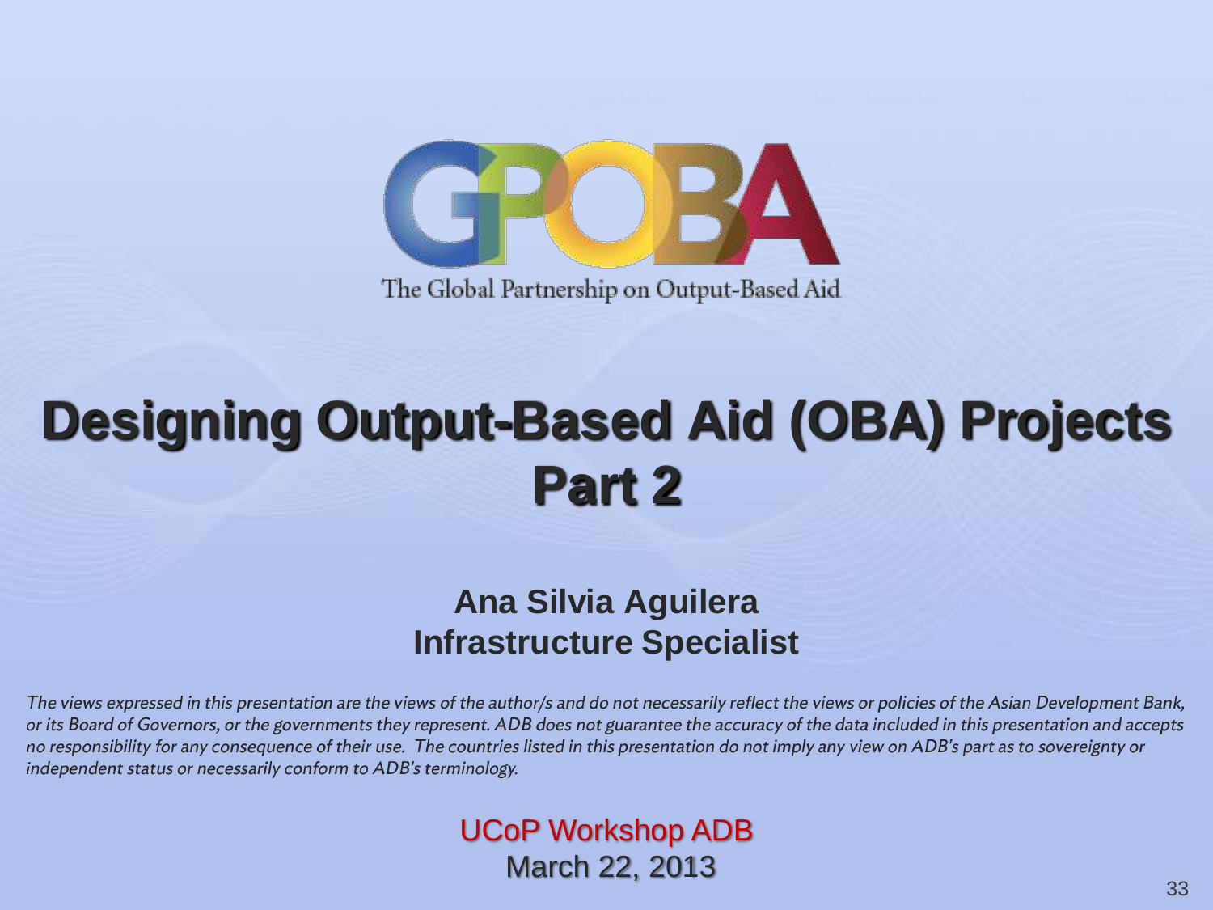GPOBA

The Global Partnership on Output-Based Aid

# Designing Output-Based Aid (OBA) Projects Part 2

**Ana Silvia Aguilera**
**Infrastructure Specialist**

*The views expressed in this presentation are the views of the author/s and do not necessarily reflect the views or policies of the Asian Development Bank, or its Board of Governors, or the governments they represent. ADB does not guarantee the accuracy of the data included in this presentation and accepts no responsibility for any consequence of their use. The countries listed in this presentation do not imply any view on ADB's part as to sovereignty or independent status or necessarily conform to ADB's terminology.*

UCoP Workshop ADB
March 22, 2013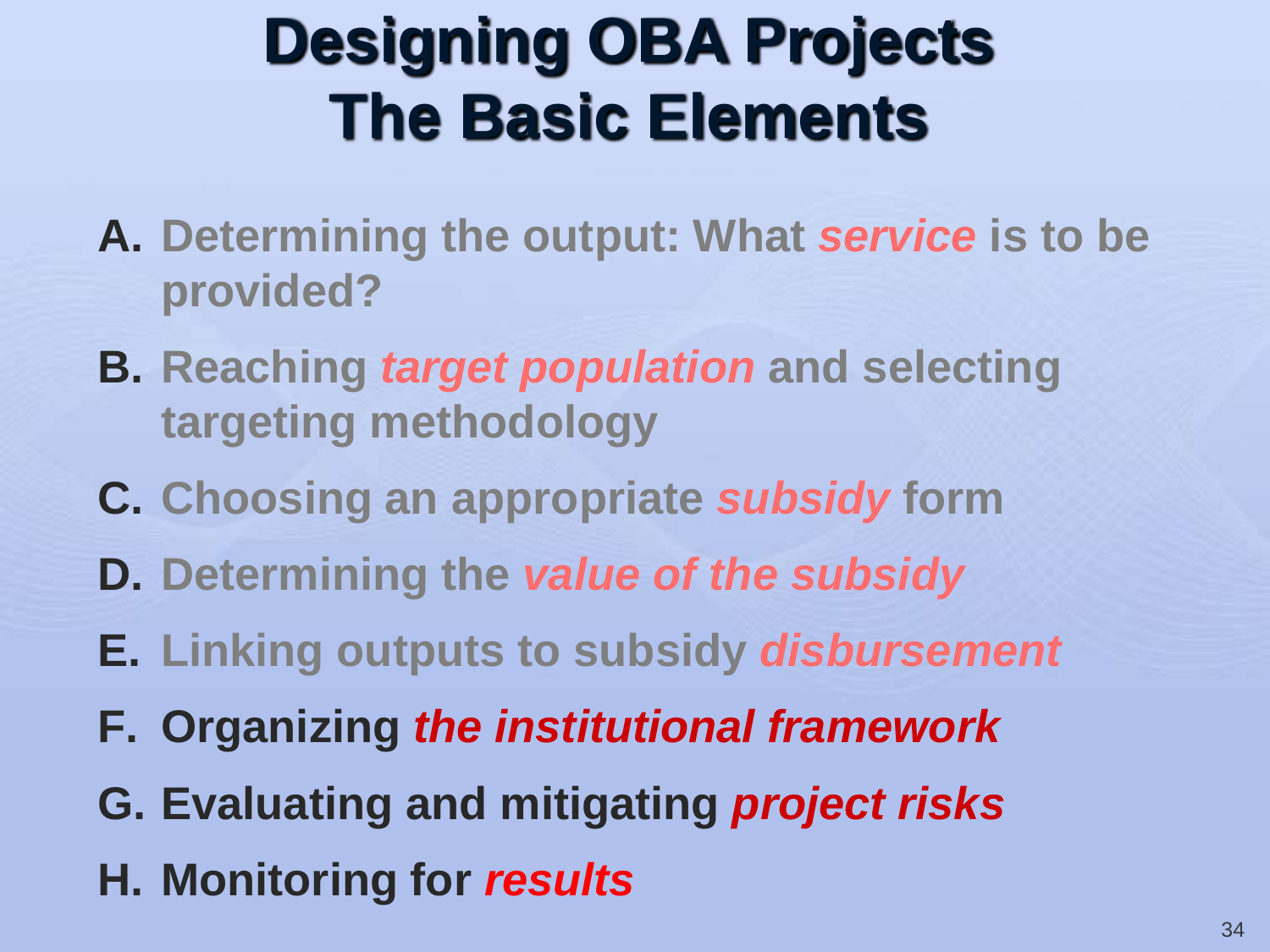# Designing OBA Projects
# The Basic Elements

A. Determining the output: What *service* is to be provided?

B. Reaching *target population* and selecting targeting methodology

C. Choosing an appropriate *subsidy* form

D. Determining the *value of the subsidy*

E. Linking outputs to subsidy *disbursement*

F. **Organizing *the institutional framework***

G. **Evaluating and mitigating *project risks***

H. **Monitoring for *results***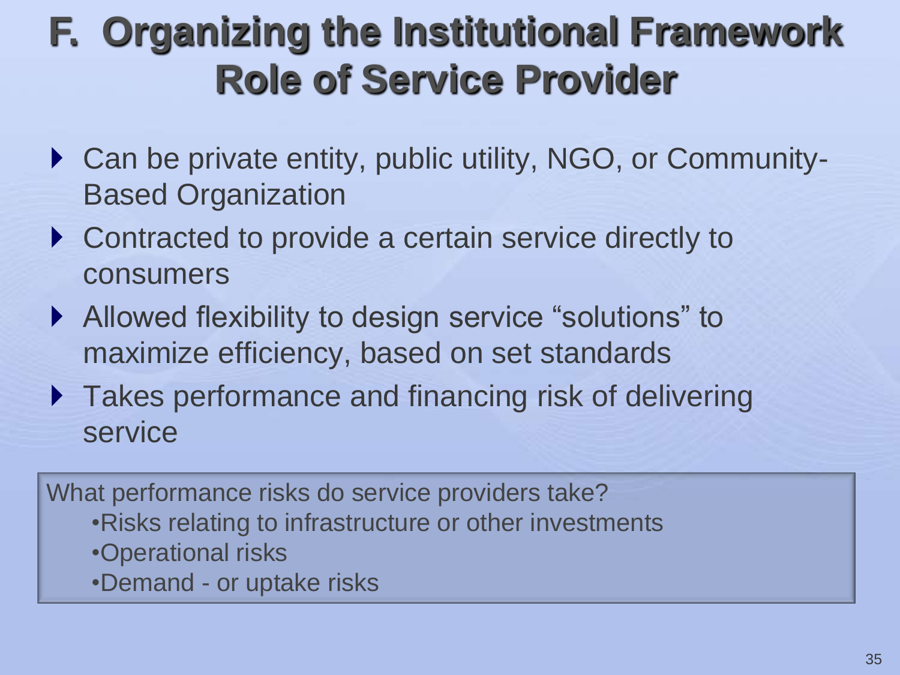# F. Organizing the Institutional Framework
# Role of Service Provider

- Can be private entity, public utility, NGO, or Community-Based Organization
- Contracted to provide a certain service directly to consumers
- Allowed flexibility to design service "solutions" to maximize efficiency, based on set standards
- Takes performance and financing risk of delivering service

What performance risks do service providers take?

- Risks relating to infrastructure or other investments
- Operational risks
- Demand - or uptake risks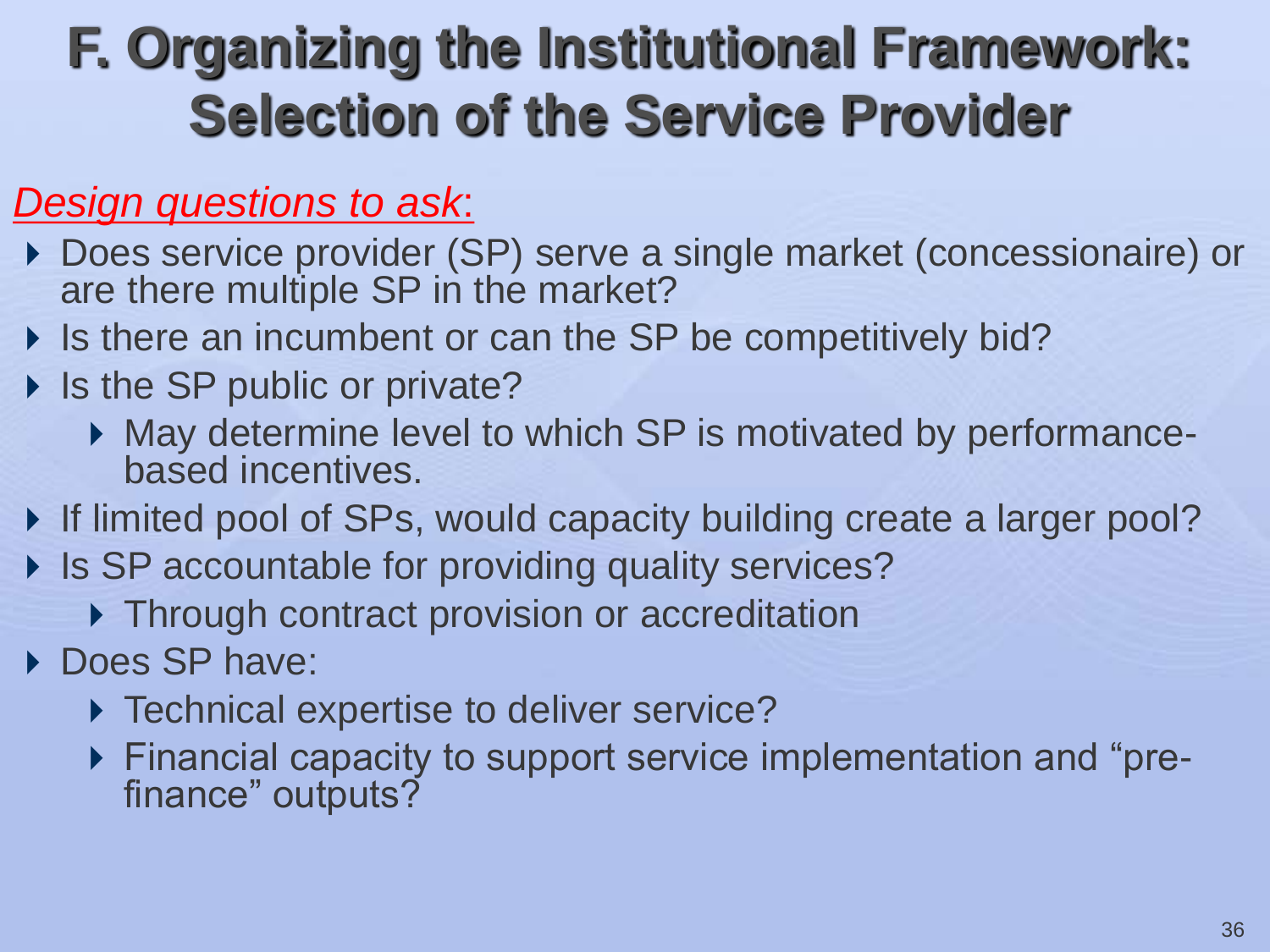# F. Organizing the Institutional Framework: Selection of the Service Provider

*Design questions to ask*:

- Does service provider (SP) serve a single market (concessionaire) or are there multiple SP in the market?
- Is there an incumbent or can the SP be competitively bid?
- Is the SP public or private?
  - May determine level to which SP is motivated by performance-based incentives.
- If limited pool of SPs, would capacity building create a larger pool?
- Is SP accountable for providing quality services?
  - Through contract provision or accreditation
- Does SP have:
  - Technical expertise to deliver service?
  - Financial capacity to support service implementation and "pre-finance" outputs?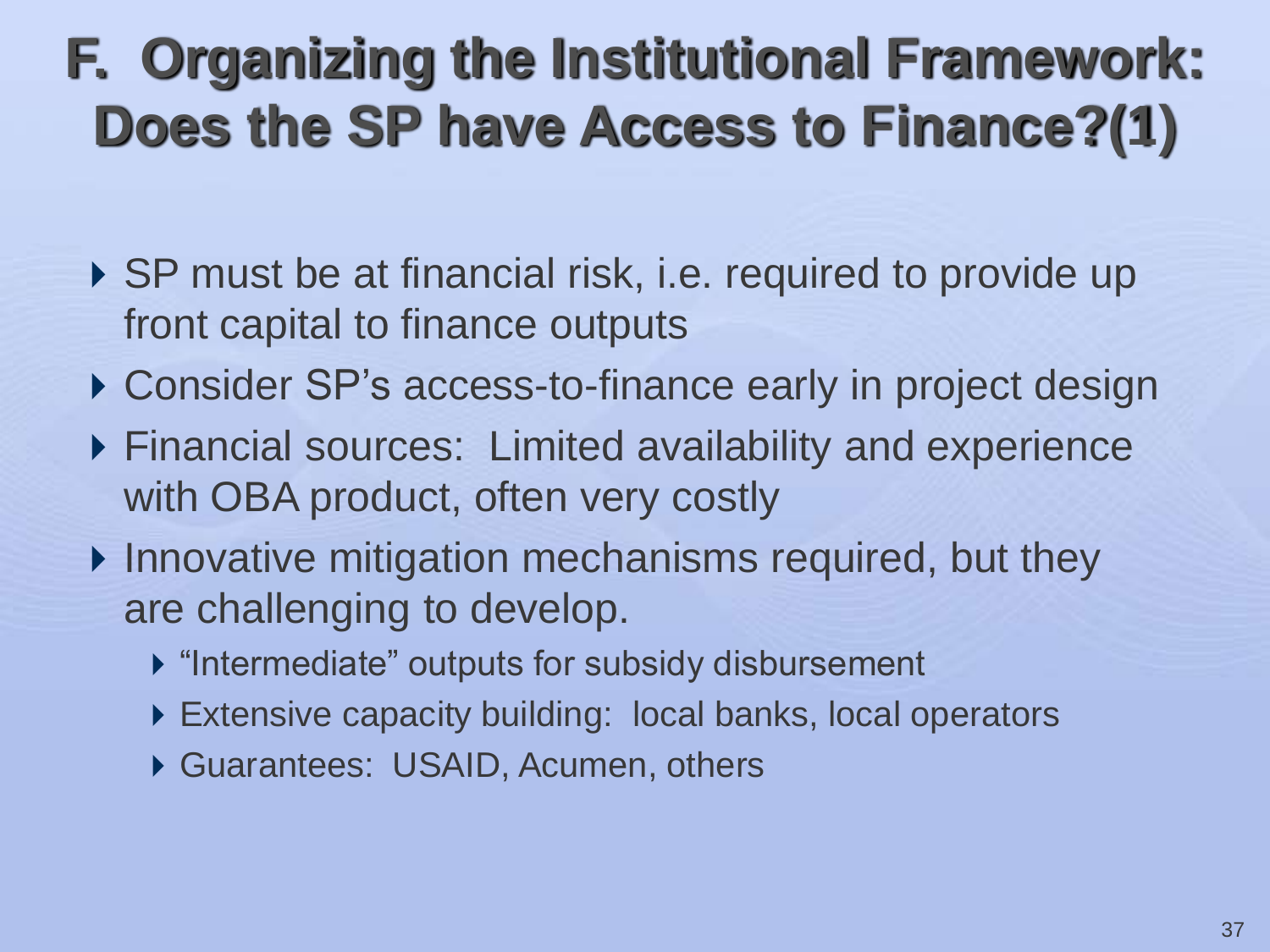# F. Organizing the Institutional Framework: Does the SP have Access to Finance?(1)

- SP must be at financial risk, i.e. required to provide up front capital to finance outputs
- Consider SP's access-to-finance early in project design
- Financial sources: Limited availability and experience with OBA product, often very costly
- Innovative mitigation mechanisms required, but they are challenging to develop.
  - "Intermediate" outputs for subsidy disbursement
  - Extensive capacity building: local banks, local operators
  - Guarantees: USAID, Acumen, others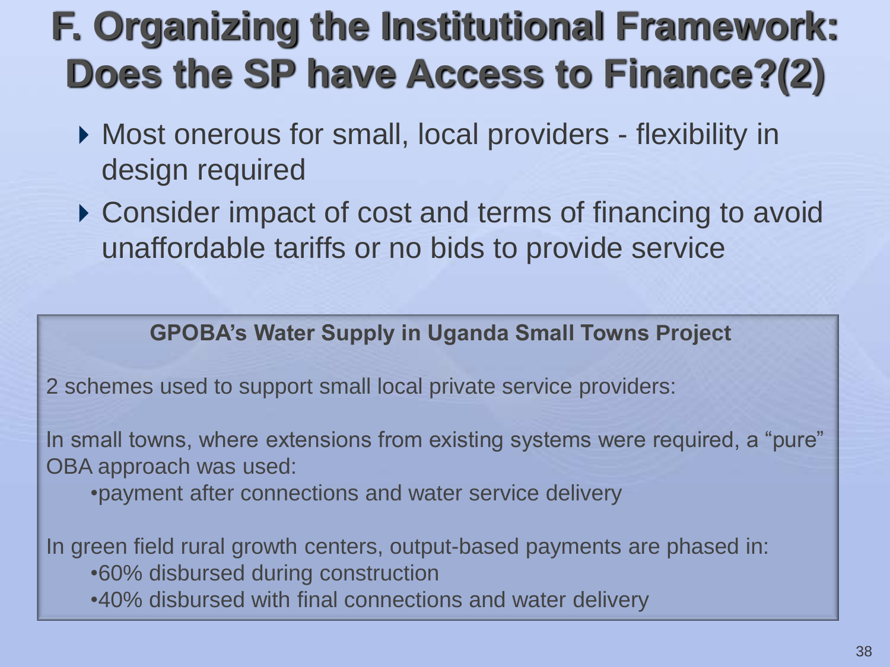# F. Organizing the Institutional Framework: Does the SP have Access to Finance?(2)

- Most onerous for small, local providers - flexibility in design required
- Consider impact of cost and terms of financing to avoid unaffordable tariffs or no bids to provide service

**GPOBA's Water Supply in Uganda Small Towns Project**

2 schemes used to support small local private service providers:

In small towns, where extensions from existing systems were required, a "pure" OBA approach was used:

- payment after connections and water service delivery

In green field rural growth centers, output-based payments are phased in:

- 60% disbursed during construction
- 40% disbursed with final connections and water delivery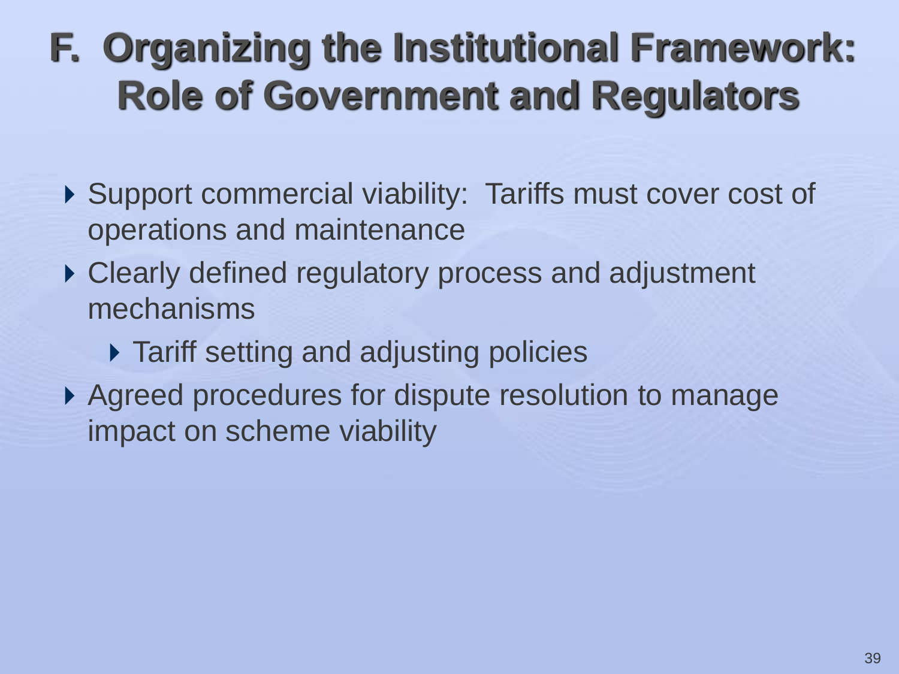# F. Organizing the Institutional Framework: Role of Government and Regulators

- Support commercial viability: Tariffs must cover cost of operations and maintenance
- Clearly defined regulatory process and adjustment mechanisms
  - Tariff setting and adjusting policies
- Agreed procedures for dispute resolution to manage impact on scheme viability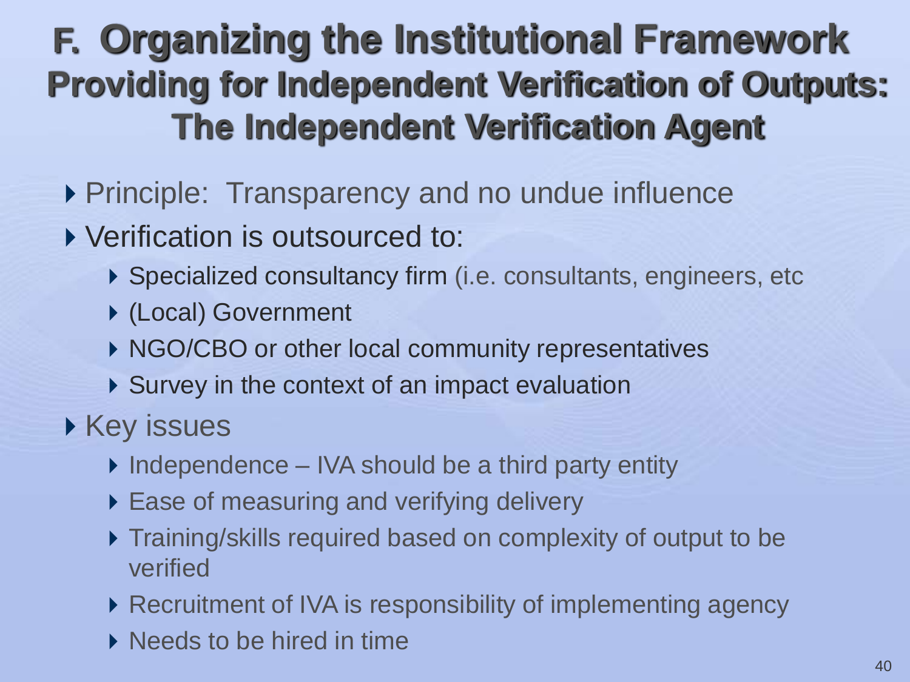# F. Organizing the Institutional Framework

## Providing for Independent Verification of Outputs: The Independent Verification Agent

- Principle: Transparency and no undue influence
- Verification is outsourced to:
  - Specialized consultancy firm (i.e. consultants, engineers, etc
  - (Local) Government
  - NGO/CBO or other local community representatives
  - Survey in the context of an impact evaluation
- Key issues
  - Independence – IVA should be a third party entity
  - Ease of measuring and verifying delivery
  - Training/skills required based on complexity of output to be verified
  - Recruitment of IVA is responsibility of implementing agency
  - Needs to be hired in time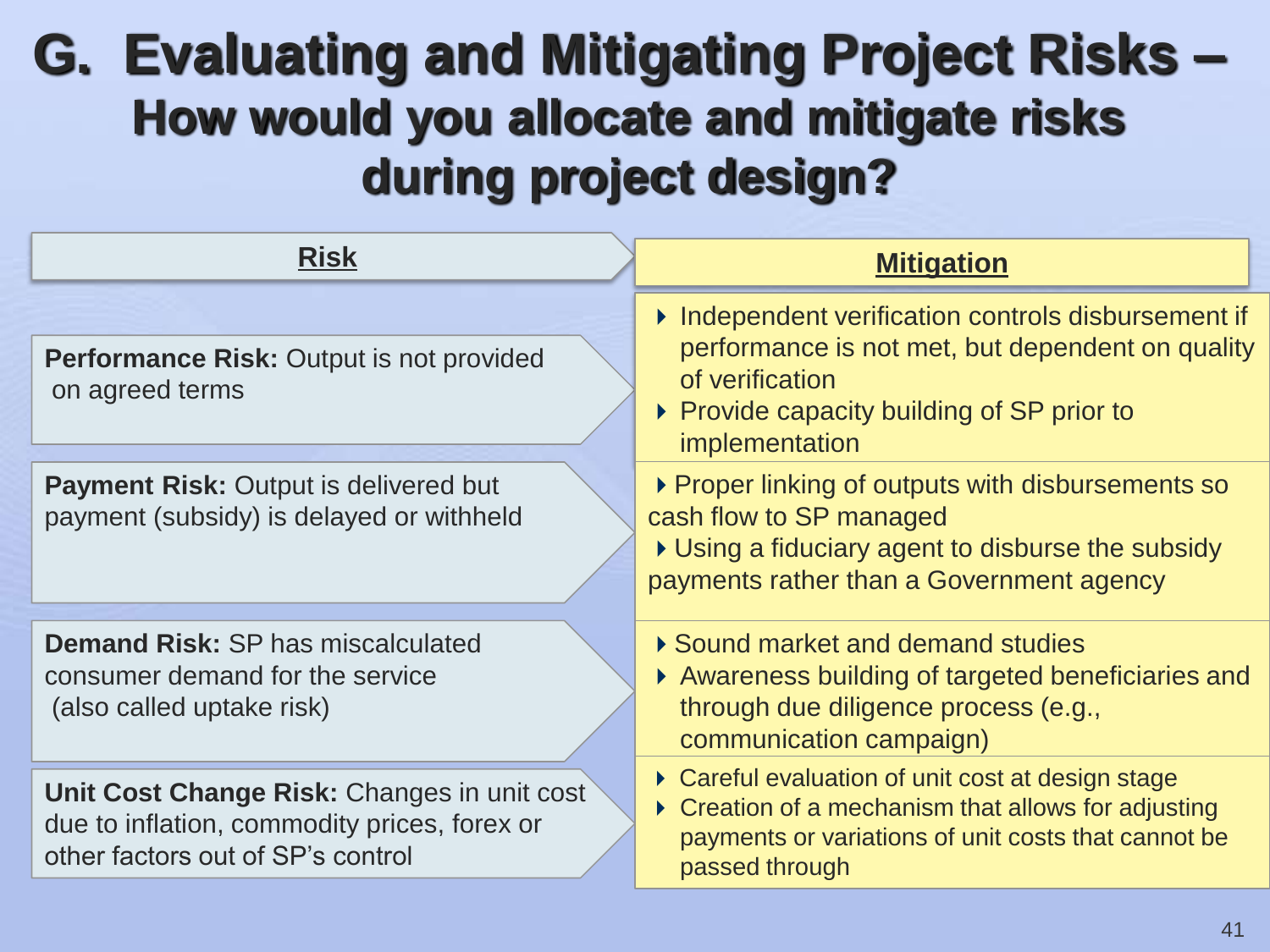# G. Evaluating and Mitigating Project Risks – How would you allocate and mitigate risks during project design?

| Risk | Mitigation |
| --- | --- |
| **Performance Risk:** Output is not provided on agreed terms | ▸ Independent verification controls disbursement if performance is not met, but dependent on quality of verification<br>▸ Provide capacity building of SP prior to implementation |
| **Payment Risk:** Output is delivered but payment (subsidy) is delayed or withheld | ▸ Proper linking of outputs with disbursements so cash flow to SP managed<br>▸ Using a fiduciary agent to disburse the subsidy payments rather than a Government agency |
| **Demand Risk:** SP has miscalculated consumer demand for the service (also called uptake risk) | ▸ Sound market and demand studies<br>▸ Awareness building of targeted beneficiaries and through due diligence process (e.g., communication campaign) |
| **Unit Cost Change Risk:** Changes in unit cost due to inflation, commodity prices, forex or other factors out of SP's control | ▸ Careful evaluation of unit cost at design stage<br>▸ Creation of a mechanism that allows for adjusting payments or variations of unit costs that cannot be passed through |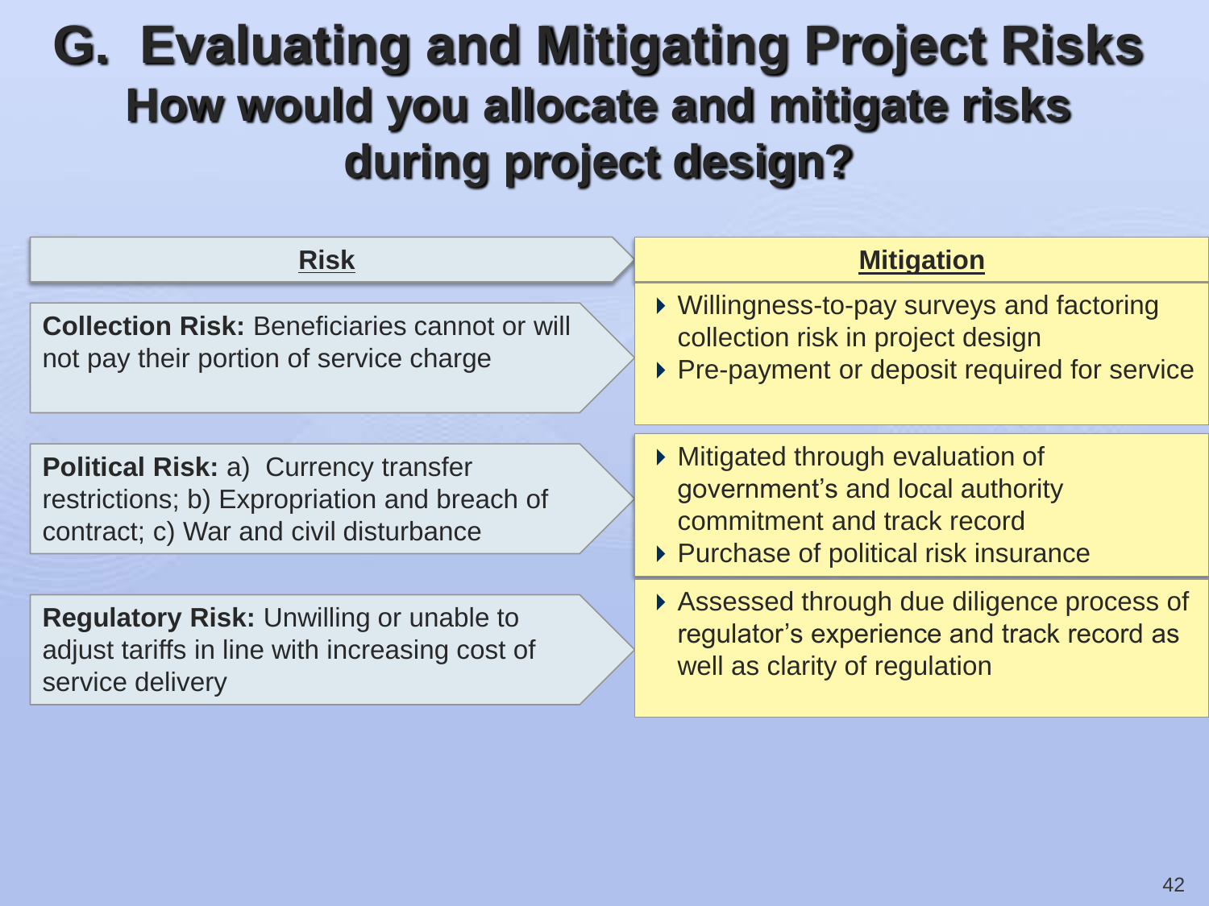# G. Evaluating and Mitigating Project Risks

## How would you allocate and mitigate risks during project design?

| Risk | Mitigation |
|---|---|
| **Collection Risk:** Beneficiaries cannot or will not pay their portion of service charge | • Willingness-to-pay surveys and factoring collection risk in project design<br>• Pre-payment or deposit required for service |
| **Political Risk:** a) Currency transfer restrictions; b) Expropriation and breach of contract; c) War and civil disturbance | • Mitigated through evaluation of government's and local authority commitment and track record<br>• Purchase of political risk insurance |
| **Regulatory Risk:** Unwilling or unable to adjust tariffs in line with increasing cost of service delivery | • Assessed through due diligence process of regulator's experience and track record as well as clarity of regulation |